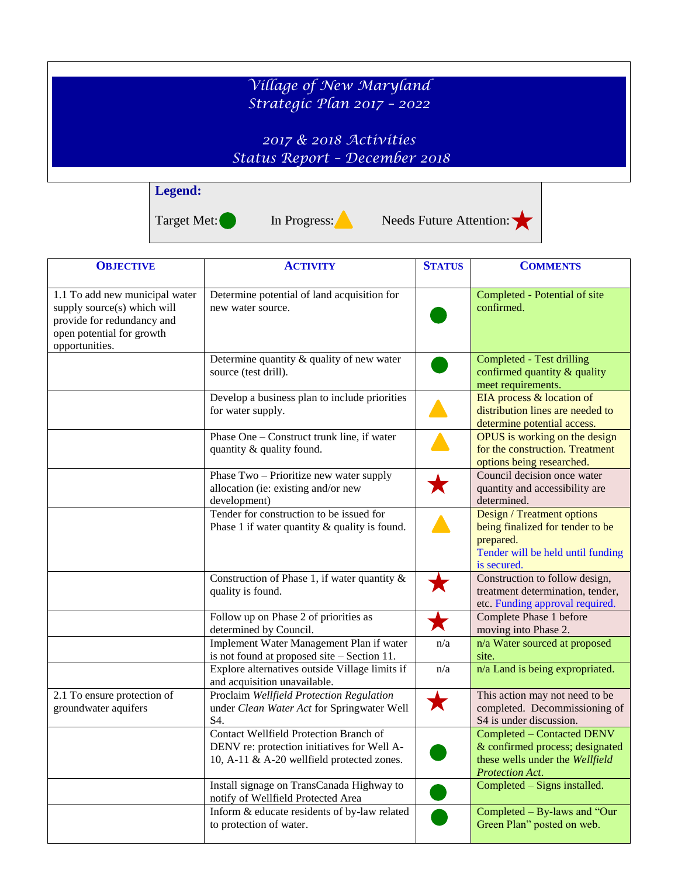# Village of New Maryland
# Strategic Plan 2017 – 2022

## 2017 & 2018 Activities
## Status Report – December 2018

**Legend:**

Target Met: ● In Progress: ▲ Needs Future Attention: ★

| OBJECTIVE | ACTIVITY | STATUS | COMMENTS |
|---|---|---|---|
| 1.1 To add new municipal water supply source(s) which will provide for redundancy and open potential for growth opportunities. | Determine potential of land acquisition for new water source. | ● | Completed - Potential of site confirmed. |
| | Determine quantity & quality of new water source (test drill). | ● | Completed - Test drilling confirmed quantity & quality meet requirements. |
| | Develop a business plan to include priorities for water supply. | ▲ | EIA process & location of distribution lines are needed to determine potential access. |
| | Phase One – Construct trunk line, if water quantity & quality found. | ▲ | OPUS is working on the design for the construction. Treatment options being researched. |
| | Phase Two – Prioritize new water supply allocation (ie: existing and/or new development) | ★ | Council decision once water quantity and accessibility are determined. |
| | Tender for construction to be issued for Phase 1 if water quantity & quality is found. | ▲ | Design / Treatment options being finalized for tender to be prepared. Tender will be held until funding is secured. |
| | Construction of Phase 1, if water quantity & quality is found. | ★ | Construction to follow design, treatment determination, tender, etc. Funding approval required. |
| | Follow up on Phase 2 of priorities as determined by Council. | ★ | Complete Phase 1 before moving into Phase 2. |
| | Implement Water Management Plan if water is not found at proposed site – Section 11. | n/a | n/a Water sourced at proposed site. |
| | Explore alternatives outside Village limits if and acquisition unavailable. | n/a | n/a Land is being expropriated. |
| 2.1 To ensure protection of groundwater aquifers | Proclaim *Wellfield Protection Regulation* under *Clean Water Act* for Springwater Well S4. | ★ | This action may not need to be completed. Decommissioning of S4 is under discussion. |
| | Contact Wellfield Protection Branch of DENV re: protection initiatives for Well A-10, A-11 & A-20 wellfield protected zones. | ● | Completed – Contacted DENV & confirmed process; designated these wells under the *Wellfield Protection Act*. |
| | Install signage on TransCanada Highway to notify of Wellfield Protected Area | ● | Completed – Signs installed. |
| | Inform & educate residents of by-law related to protection of water. | ● | Completed – By-laws and "Our Green Plan" posted on web. |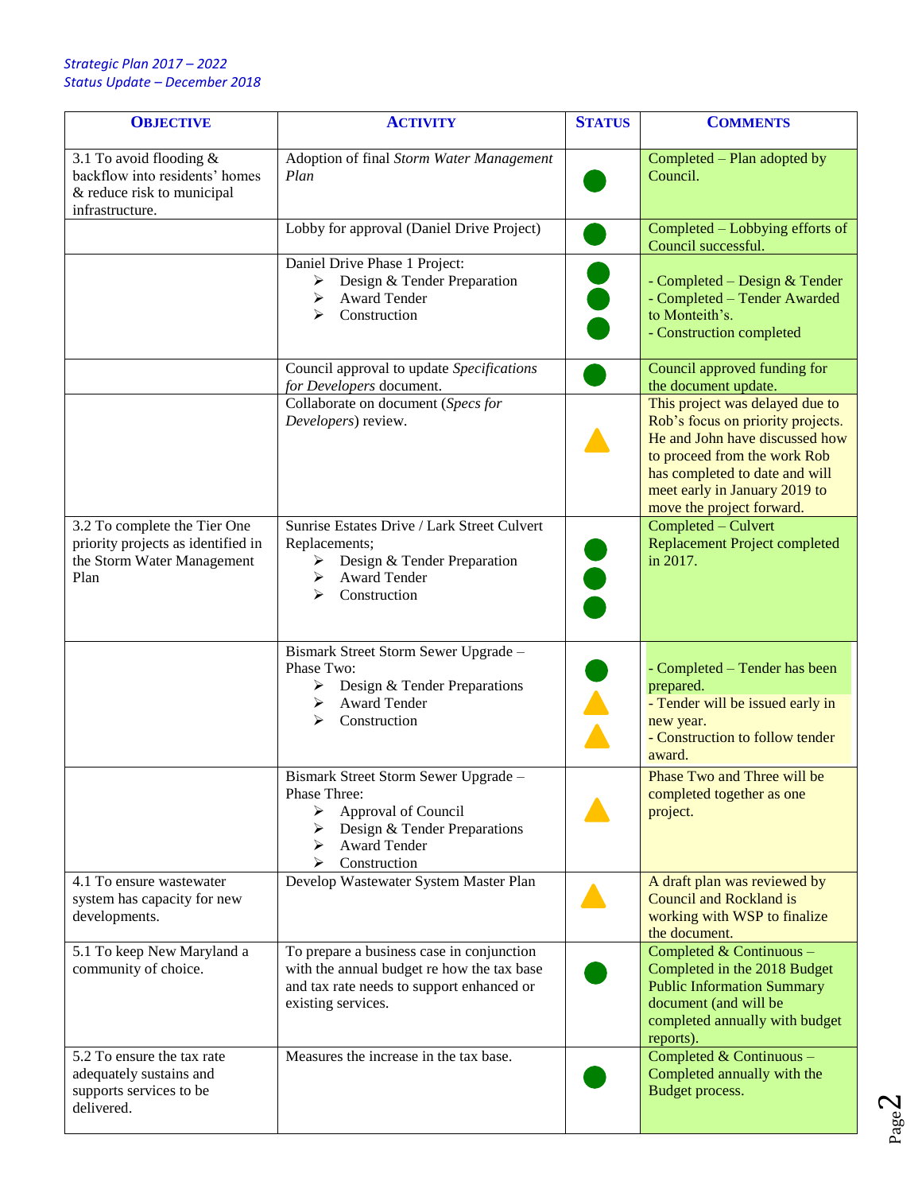*Strategic Plan 2017 – 2022*
*Status Update – December 2018*

| OBJECTIVE | ACTIVITY | STATUS | COMMENTS |
|---|---|---|---|
| 3.1 To avoid flooding & backflow into residents' homes & reduce risk to municipal infrastructure. | Adoption of final *Storm Water Management Plan* | ● | Completed – Plan adopted by Council. |
| | Lobby for approval (Daniel Drive Project) | ● | Completed – Lobbying efforts of Council successful. |
| | Daniel Drive Phase 1 Project:<br>➢ Design & Tender Preparation<br>➢ Award Tender<br>➢ Construction | ●<br>●<br>● | - Completed – Design & Tender<br>- Completed – Tender Awarded to Monteith's.<br>- Construction completed |
| | Council approval to update *Specifications for Developers* document. | ● | Council approved funding for the document update. |
| | Collaborate on document (*Specs for Developers*) review. | ▲ | This project was delayed due to Rob's focus on priority projects. He and John have discussed how to proceed from the work Rob has completed to date and will meet early in January 2019 to move the project forward. |
| 3.2 To complete the Tier One priority projects as identified in the Storm Water Management Plan | Sunrise Estates Drive / Lark Street Culvert Replacements;<br>➢ Design & Tender Preparation<br>➢ Award Tender<br>➢ Construction | ●<br>●<br>● | Completed – Culvert Replacement Project completed in 2017. |
| | Bismark Street Storm Sewer Upgrade – Phase Two:<br>➢ Design & Tender Preparations<br>➢ Award Tender<br>➢ Construction | ●<br>▲<br>▲ | - Completed – Tender has been prepared.<br>- Tender will be issued early in new year.<br>- Construction to follow tender award. |
| | Bismark Street Storm Sewer Upgrade – Phase Three:<br>➢ Approval of Council<br>➢ Design & Tender Preparations<br>➢ Award Tender<br>➢ Construction | ▲ | Phase Two and Three will be completed together as one project. |
| 4.1 To ensure wastewater system has capacity for new developments. | Develop Wastewater System Master Plan | ▲ | A draft plan was reviewed by Council and Rockland is working with WSP to finalize the document. |
| 5.1 To keep New Maryland a community of choice. | To prepare a business case in conjunction with the annual budget re how the tax base and tax rate needs to support enhanced or existing services. | ● | Completed & Continuous – Completed in the 2018 Budget Public Information Summary document (and will be completed annually with budget reports). |
| 5.2 To ensure the tax rate adequately sustains and supports services to be delivered. | Measures the increase in the tax base. | ● | Completed & Continuous – Completed annually with the Budget process. |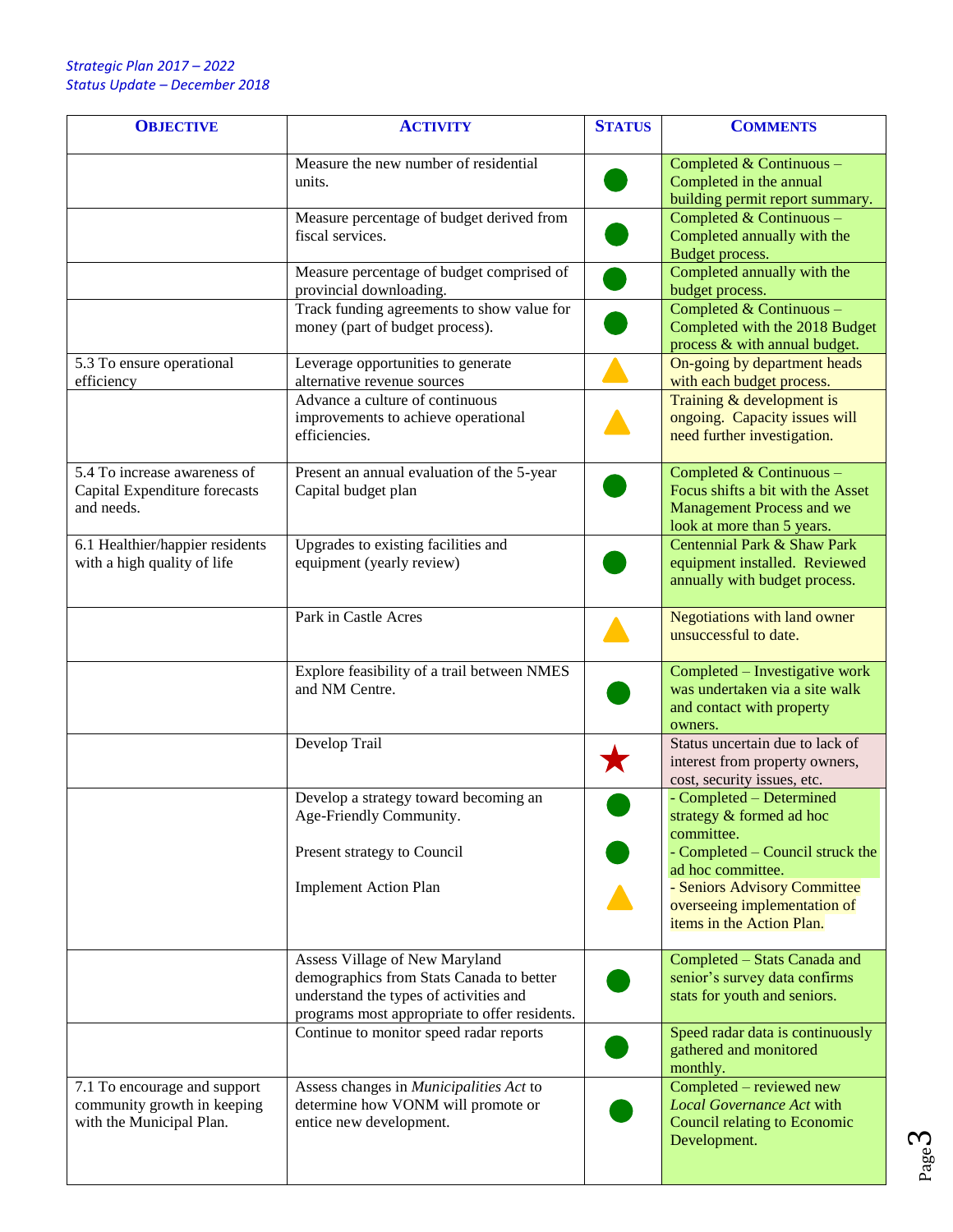*Strategic Plan 2017 – 2022*
*Status Update – December 2018*

| **OBJECTIVE** | **ACTIVITY** | **STATUS** | **COMMENTS** |
|---|---|---|---|
| | Measure the new number of residential units. | ● | Completed & Continuous – Completed in the annual building permit report summary. |
| | Measure percentage of budget derived from fiscal services. | ● | Completed & Continuous – Completed annually with the Budget process. |
| | Measure percentage of budget comprised of provincial downloading. | ● | Completed annually with the budget process. |
| | Track funding agreements to show value for money (part of budget process). | ● | Completed & Continuous – Completed with the 2018 Budget process & with annual budget. |
| 5.3 To ensure operational efficiency | Leverage opportunities to generate alternative revenue sources | ▲ | On-going by department heads with each budget process. |
| | Advance a culture of continuous improvements to achieve operational efficiencies. | ▲ | Training & development is ongoing. Capacity issues will need further investigation. |
| 5.4 To increase awareness of Capital Expenditure forecasts and needs. | Present an annual evaluation of the 5-year Capital budget plan | ● | Completed & Continuous – Focus shifts a bit with the Asset Management Process and we look at more than 5 years. |
| 6.1 Healthier/happier residents with a high quality of life | Upgrades to existing facilities and equipment (yearly review) | ● | Centennial Park & Shaw Park equipment installed. Reviewed annually with budget process. |
| | Park in Castle Acres | ▲ | Negotiations with land owner unsuccessful to date. |
| | Explore feasibility of a trail between NMES and NM Centre. | ● | Completed – Investigative work was undertaken via a site walk and contact with property owners. |
| | Develop Trail | ★ | Status uncertain due to lack of interest from property owners, cost, security issues, etc. |
| | Develop a strategy toward becoming an Age-Friendly Community.<br><br>Present strategy to Council<br><br>Implement Action Plan | ●<br><br>●<br><br>▲ | - Completed – Determined strategy & formed ad hoc committee.<br>- Completed – Council struck the ad hoc committee.<br>- Seniors Advisory Committee overseeing implementation of items in the Action Plan. |
| | Assess Village of New Maryland demographics from Stats Canada to better understand the types of activities and programs most appropriate to offer residents. | ● | Completed – Stats Canada and senior's survey data confirms stats for youth and seniors. |
| | Continue to monitor speed radar reports | ● | Speed radar data is continuously gathered and monitored monthly. |
| 7.1 To encourage and support community growth in keeping with the Municipal Plan. | Assess changes in *Municipalities Act* to determine how VONM will promote or entice new development. | ● | Completed – reviewed new *Local Governance Act* with Council relating to Economic Development. |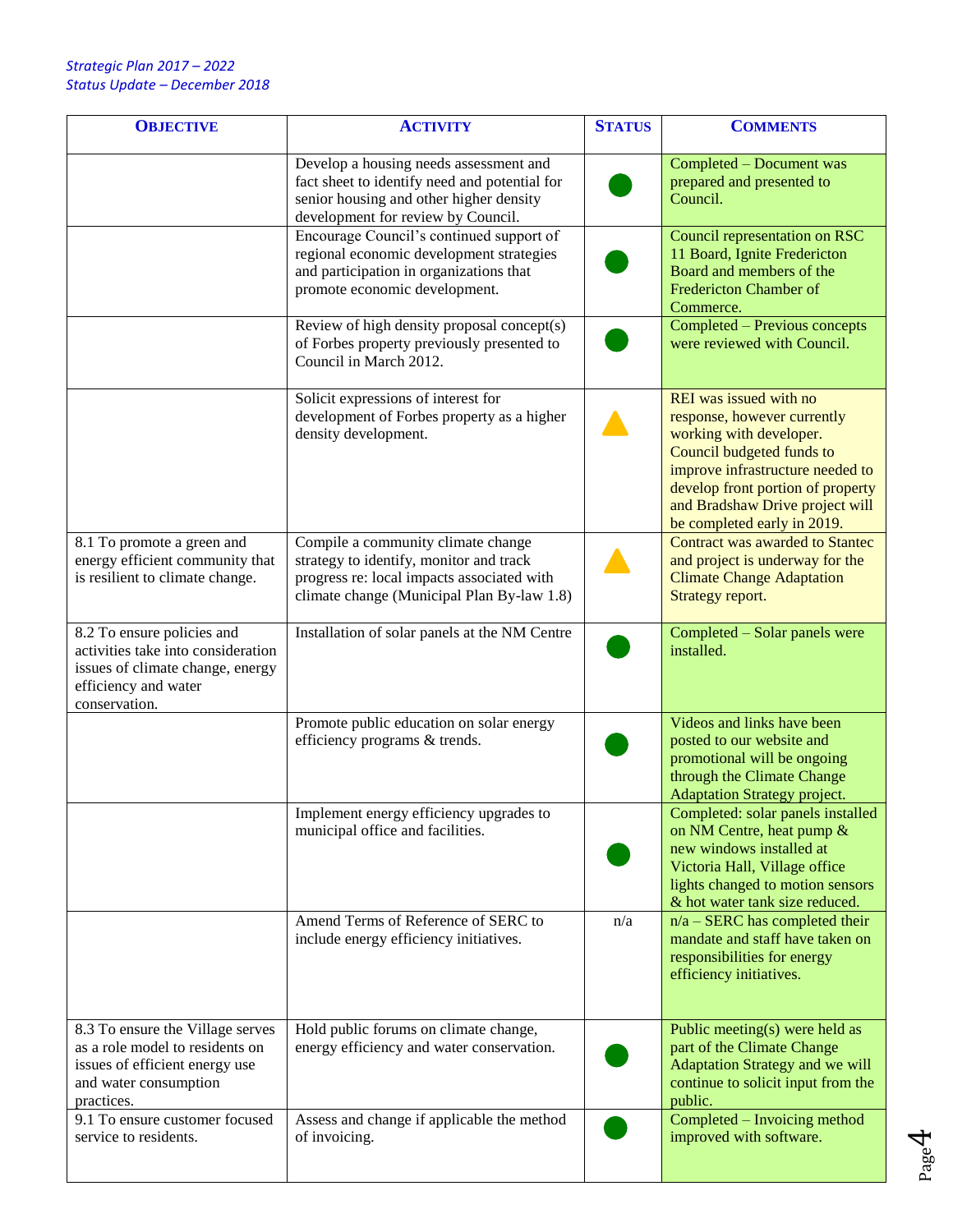*Strategic Plan 2017 – 2022*
*Status Update – December 2018*

| OBJECTIVE | ACTIVITY | STATUS | COMMENTS |
|---|---|---|---|
| | Develop a housing needs assessment and fact sheet to identify need and potential for senior housing and other higher density development for review by Council. | ● | Completed – Document was prepared and presented to Council. |
| | Encourage Council's continued support of regional economic development strategies and participation in organizations that promote economic development. | ● | Council representation on RSC 11 Board, Ignite Fredericton Board and members of the Fredericton Chamber of Commerce. |
| | Review of high density proposal concept(s) of Forbes property previously presented to Council in March 2012. | ● | Completed – Previous concepts were reviewed with Council. |
| | Solicit expressions of interest for development of Forbes property as a higher density development. | ▲ | REI was issued with no response, however currently working with developer. Council budgeted funds to improve infrastructure needed to develop front portion of property and Bradshaw Drive project will be completed early in 2019. |
| 8.1 To promote a green and energy efficient community that is resilient to climate change. | Compile a community climate change strategy to identify, monitor and track progress re: local impacts associated with climate change (Municipal Plan By-law 1.8) | ▲ | Contract was awarded to Stantec and project is underway for the Climate Change Adaptation Strategy report. |
| 8.2 To ensure policies and activities take into consideration issues of climate change, energy efficiency and water conservation. | Installation of solar panels at the NM Centre | ● | Completed – Solar panels were installed. |
| | Promote public education on solar energy efficiency programs & trends. | ● | Videos and links have been posted to our website and promotional will be ongoing through the Climate Change Adaptation Strategy project. |
| | Implement energy efficiency upgrades to municipal office and facilities. | ● | Completed: solar panels installed on NM Centre, heat pump & new windows installed at Victoria Hall, Village office lights changed to motion sensors & hot water tank size reduced. |
| | Amend Terms of Reference of SERC to include energy efficiency initiatives. | n/a | n/a – SERC has completed their mandate and staff have taken on responsibilities for energy efficiency initiatives. |
| 8.3 To ensure the Village serves as a role model to residents on issues of efficient energy use and water consumption practices. | Hold public forums on climate change, energy efficiency and water conservation. | ● | Public meeting(s) were held as part of the Climate Change Adaptation Strategy and we will continue to solicit input from the public. |
| 9.1 To ensure customer focused service to residents. | Assess and change if applicable the method of invoicing. | ● | Completed – Invoicing method improved with software. |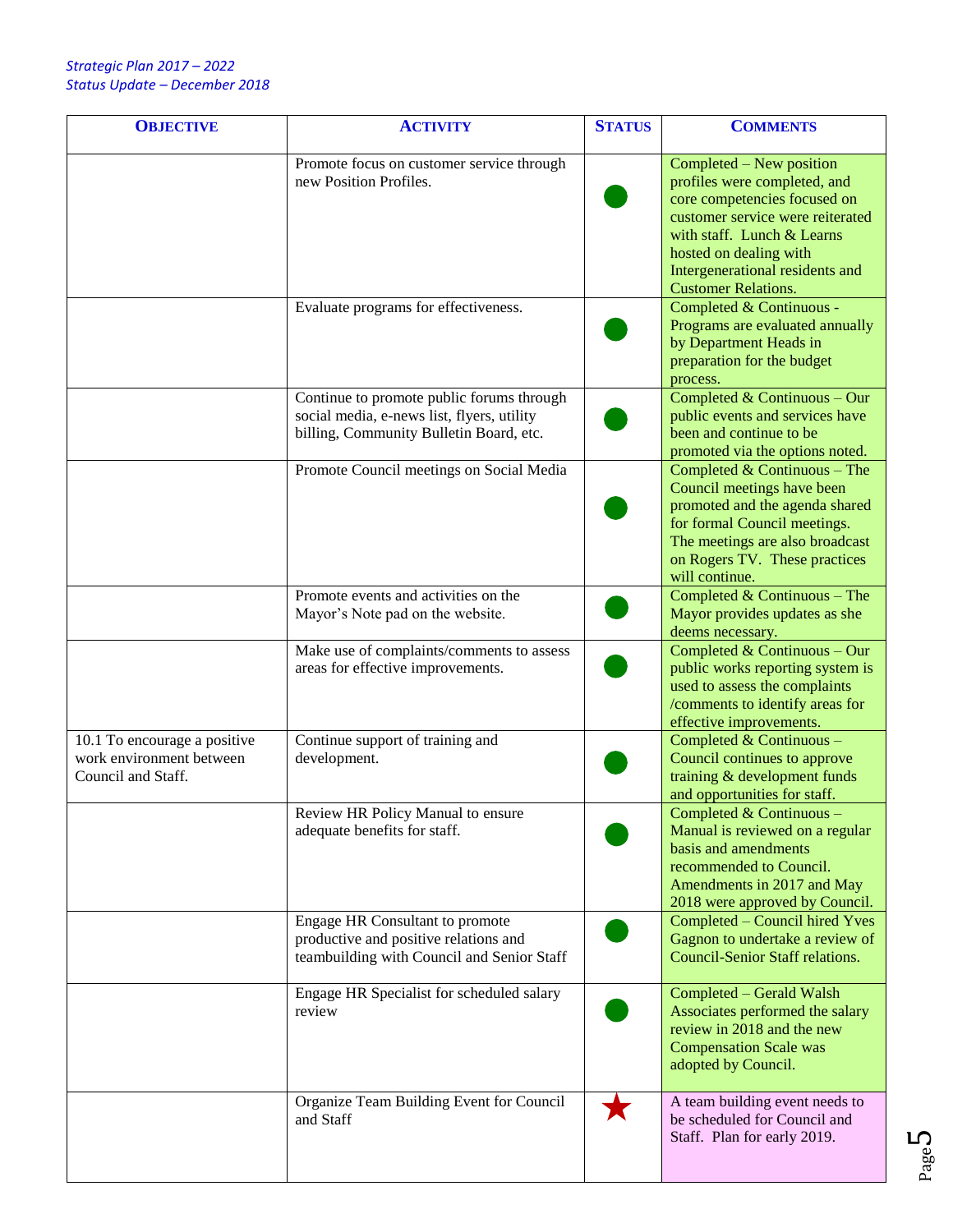*Strategic Plan 2017 – 2022*
*Status Update – December 2018*

| **OBJECTIVE** | **ACTIVITY** | **STATUS** | **COMMENTS** |
|---|---|---|---|
| | Promote focus on customer service through new Position Profiles. | ● | Completed – New position profiles were completed, and core competencies focused on customer service were reiterated with staff. Lunch & Learns hosted on dealing with Intergenerational residents and Customer Relations. |
| | Evaluate programs for effectiveness. | ● | Completed & Continuous - Programs are evaluated annually by Department Heads in preparation for the budget process. |
| | Continue to promote public forums through social media, e-news list, flyers, utility billing, Community Bulletin Board, etc. | ● | Completed & Continuous – Our public events and services have been and continue to be promoted via the options noted. |
| | Promote Council meetings on Social Media | ● | Completed & Continuous – The Council meetings have been promoted and the agenda shared for formal Council meetings. The meetings are also broadcast on Rogers TV. These practices will continue. |
| | Promote events and activities on the Mayor's Note pad on the website. | ● | Completed & Continuous – The Mayor provides updates as she deems necessary. |
| | Make use of complaints/comments to assess areas for effective improvements. | ● | Completed & Continuous – Our public works reporting system is used to assess the complaints /comments to identify areas for effective improvements. |
| 10.1 To encourage a positive work environment between Council and Staff. | Continue support of training and development. | ● | Completed & Continuous – Council continues to approve training & development funds and opportunities for staff. |
| | Review HR Policy Manual to ensure adequate benefits for staff. | ● | Completed & Continuous – Manual is reviewed on a regular basis and amendments recommended to Council. Amendments in 2017 and May 2018 were approved by Council. |
| | Engage HR Consultant to promote productive and positive relations and teambuilding with Council and Senior Staff | ● | Completed – Council hired Yves Gagnon to undertake a review of Council-Senior Staff relations. |
| | Engage HR Specialist for scheduled salary review | ● | Completed – Gerald Walsh Associates performed the salary review in 2018 and the new Compensation Scale was adopted by Council. |
| | Organize Team Building Event for Council and Staff | ★ | A team building event needs to be scheduled for Council and Staff. Plan for early 2019. |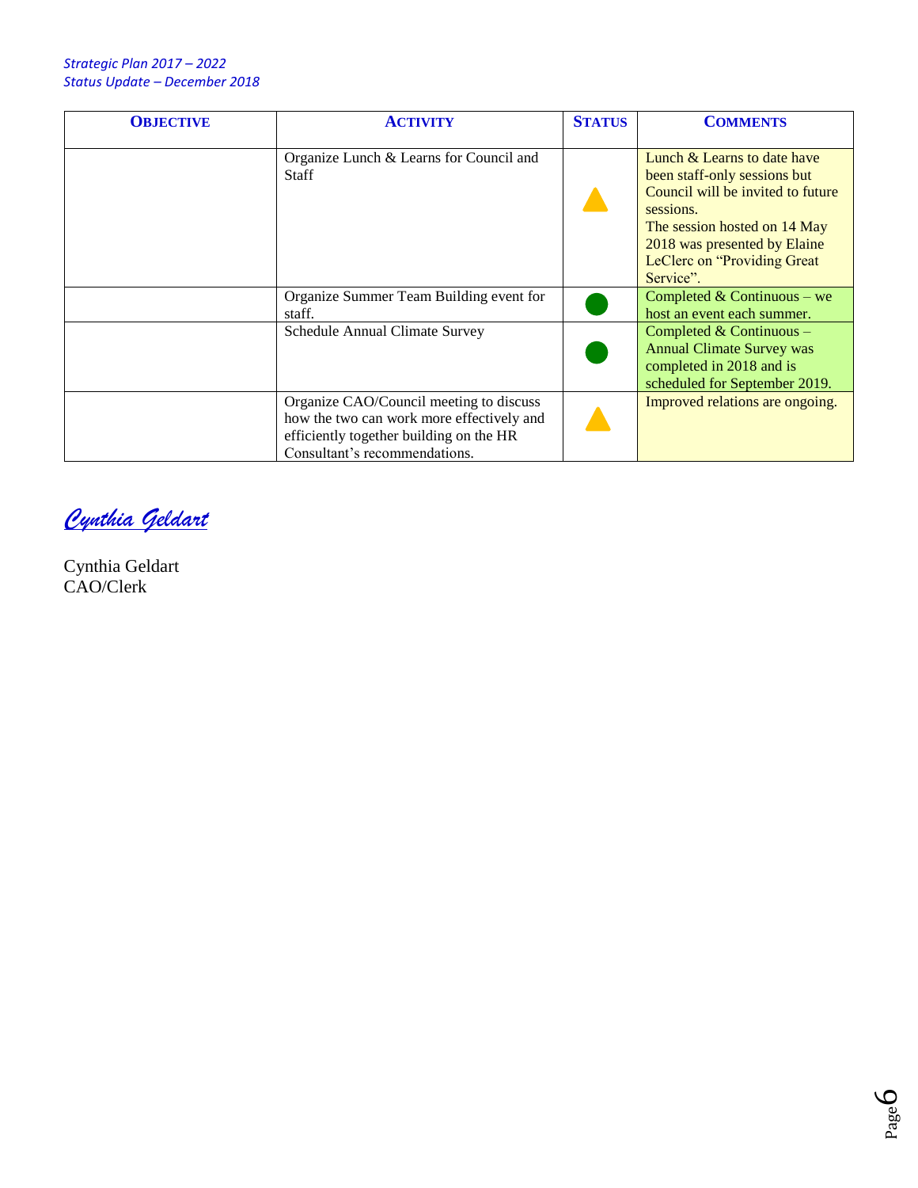*Strategic Plan 2017 – 2022*
*Status Update – December 2018*

| OBJECTIVE | ACTIVITY | STATUS | COMMENTS |
|---|---|---|---|
| | Organize Lunch & Learns for Council and Staff | ▲ | Lunch & Learns to date have been staff-only sessions but Council will be invited to future sessions. The session hosted on 14 May 2018 was presented by Elaine LeClerc on "Providing Great Service". |
| | Organize Summer Team Building event for staff. | ● | Completed & Continuous – we host an event each summer. |
| | Schedule Annual Climate Survey | ● | Completed & Continuous – Annual Climate Survey was completed in 2018 and is scheduled for September 2019. |
| | Organize CAO/Council meeting to discuss how the two can work more effectively and efficiently together building on the HR Consultant's recommendations. | ▲ | Improved relations are ongoing. |

*Cynthia Geldart*

Cynthia Geldart
CAO/Clerk